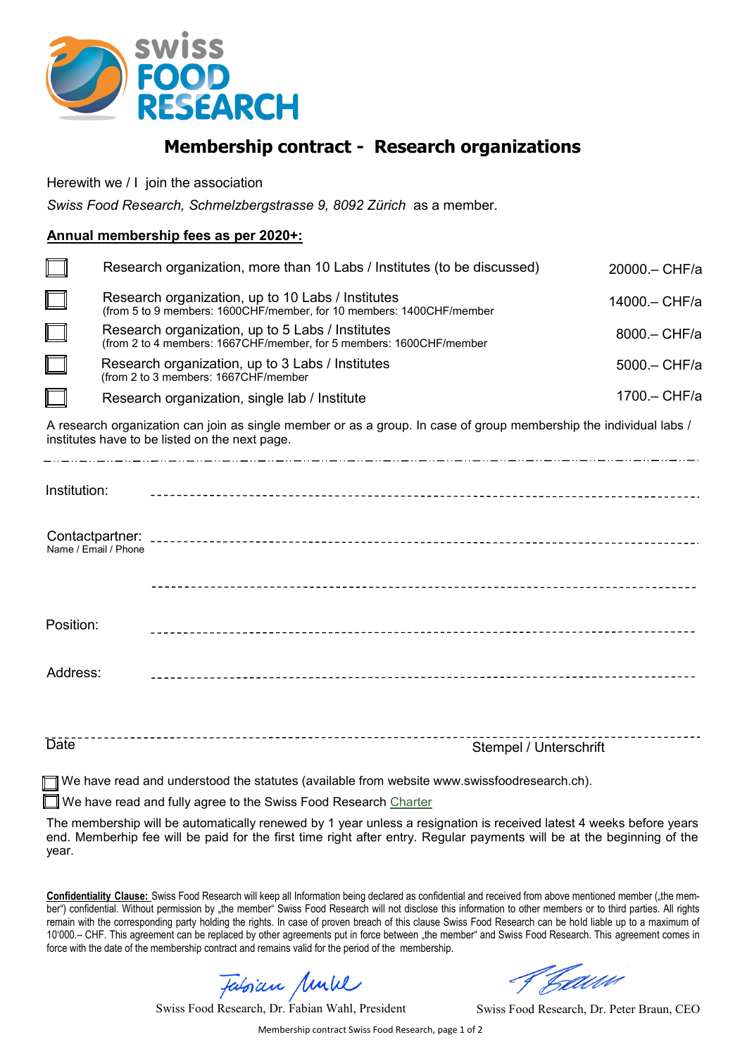# Membership contract - Research organizations

Herewith we / I join the association

*Swiss Food Research, Schmelzbergstrasse 9, 8092 Zürich* as a member.

**Annual membership fees as per 2020+:**

| | | |
|---|---|---|
| ☐ | Research organization, more than 10 Labs / Institutes (to be discussed) | 20000.– CHF/a |
| ☐ | Research organization, up to 10 Labs / Institutes<br>(from 5 to 9 members: 1600CHF/member, for 10 members: 1400CHF/member | 14000.– CHF/a |
| ☐ | Research organization, up to 5 Labs / Institutes<br>(from 2 to 4 members: 1667CHF/member, for 5 members: 1600CHF/member | 8000.– CHF/a |
| ☐ | Research organization, up to 3 Labs / Institutes<br>(from 2 to 3 members: 1667CHF/member | 5000.– CHF/a |
| ☐ | Research organization, single lab / Institute | 1700.– CHF/a |

A research organization can join as single member or as a group. In case of group membership the individual labs / institutes have to be listed on the next page.

Institution: ------------------------------------------------------------

Contactpartner: ------------------------------------------------------------
Name / Email / Phone

------------------------------------------------------------

Position: ------------------------------------------------------------

Address: ------------------------------------------------------------

------------------------------------------------------------
Date                                                                 Stempel / Unterschrift

☐ We have read and understood the statutes (available from website www.swissfoodresearch.ch).

☐ We have read and fully agree to the Swiss Food Research Charter

The membership will be automatically renewed by 1 year unless a resignation is received latest 4 weeks before years end. Memberhip fee will be paid for the first time right after entry. Regular payments will be at the beginning of the year.

**Confidentiality Clause:** Swiss Food Research will keep all Information being declared as confidential and received from above mentioned member („the member") confidential. Without permission by „the member" Swiss Food Research will not disclose this information to other members or to third parties. All rights remain with the corresponding party holding the rights. In case of proven breach of this clause Swiss Food Research can be hold liable up to a maximum of 10'000.– CHF. This agreement can be replaced by other agreements put in force between „the member" and Swiss Food Research. This agreement comes in force with the date of the membership contract and remains valid for the period of the membership.

Swiss Food Research, Dr. Fabian Wahl, President          Swiss Food Research, Dr. Peter Braun, CEO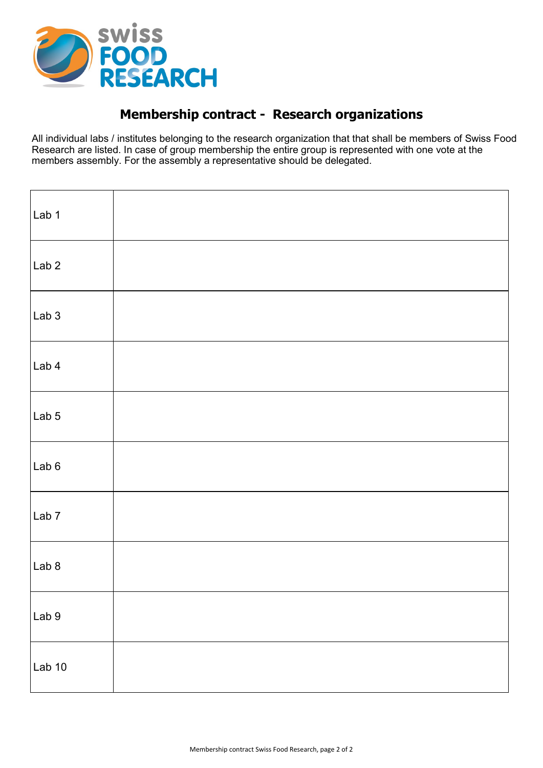## Membership contract - Research organizations

All individual labs / institutes belonging to the research organization that that shall be members of Swiss Food Research are listed. In case of group membership the entire group is represented with one vote at the members assembly. For the assembly a representative should be delegated.

| | |
|---|---|
| Lab 1 | |
| Lab 2 | |
| Lab 3 | |
| Lab 4 | |
| Lab 5 | |
| Lab 6 | |
| Lab 7 | |
| Lab 8 | |
| Lab 9 | |
| Lab 10 | |